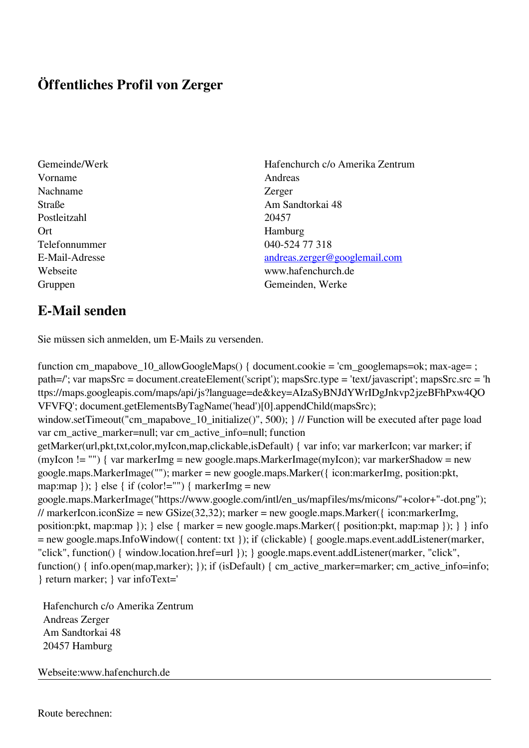# Öffentliches Profil von Zerger

| | |
|---|---|
| Gemeinde/Werk | Hafenchurch c/o Amerika Zentrum |
| Vorname | Andreas |
| Nachname | Zerger |
| Straße | Am Sandtorkai 48 |
| Postleitzahl | 20457 |
| Ort | Hamburg |
| Telefonnummer | 040-524 77 318 |
| E-Mail-Adresse | andreas.zerger@googlemail.com |
| Webseite | www.hafenchurch.de |
| Gruppen | Gemeinden, Werke |

## E-Mail senden

Sie müssen sich anmelden, um E-Mails zu versenden.

function cm_mapabove_10_allowGoogleMaps() { document.cookie = 'cm_googlemaps=ok; max-age= ; path=/'; var mapsSrc = document.createElement('script'); mapsSrc.type = 'text/javascript'; mapsSrc.src = 'https://maps.googleapis.com/maps/api/js?language=de&key=AIzaSyBNJdYWrIDgJnkvp2jzeBFhPxw4QOVFVFQ'; document.getElementsByTagName('head')[0].appendChild(mapsSrc); window.setTimeout("cm_mapabove_10_initialize()", 500); } // Function will be executed after page load var cm_active_marker=null; var cm_active_info=null; function getMarker(url,pkt,txt,color,myIcon,map,clickable,isDefault) { var info; var markerIcon; var marker; if (myIcon != "") { var markerImg = new google.maps.MarkerImage(myIcon); var markerShadow = new google.maps.MarkerImage(""); marker = new google.maps.Marker({ icon:markerImg, position:pkt, map:map }); } else { if (color!="") { markerImg = new google.maps.MarkerImage("https://www.google.com/intl/en_us/mapfiles/ms/micons/"+color+"-dot.png"); // markerIcon.iconSize = new GSize(32,32); marker = new google.maps.Marker({ icon:markerImg, position:pkt, map:map }); } else { marker = new google.maps.Marker({ position:pkt, map:map }); } } info = new google.maps.InfoWindow({ content: txt }); if (clickable) { google.maps.event.addListener(marker, "click", function() { window.location.href=url }); } google.maps.event.addListener(marker, "click", function() { info.open(map,marker); }); if (isDefault) { cm_active_marker=marker; cm_active_info=info; } return marker; } var infoText='

Hafenchurch c/o Amerika Zentrum
Andreas Zerger
Am Sandtorkai 48
20457 Hamburg

Webseite:www.hafenchurch.de

---

Route berechnen: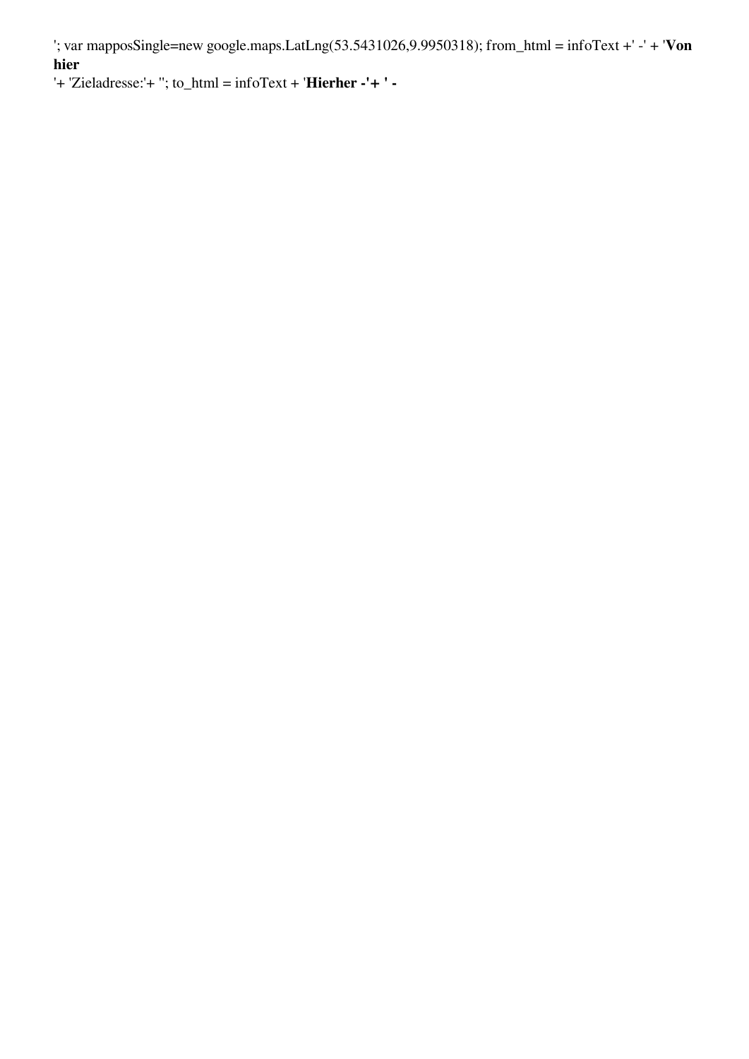'; var mapposSingle=new google.maps.LatLng(53.5431026,9.9950318); from_html = infoText +' -' + '**Von hier**

'+ 'Zieladresse:'+ ''; to_html = infoText + '**Hierher -'+ ' -**